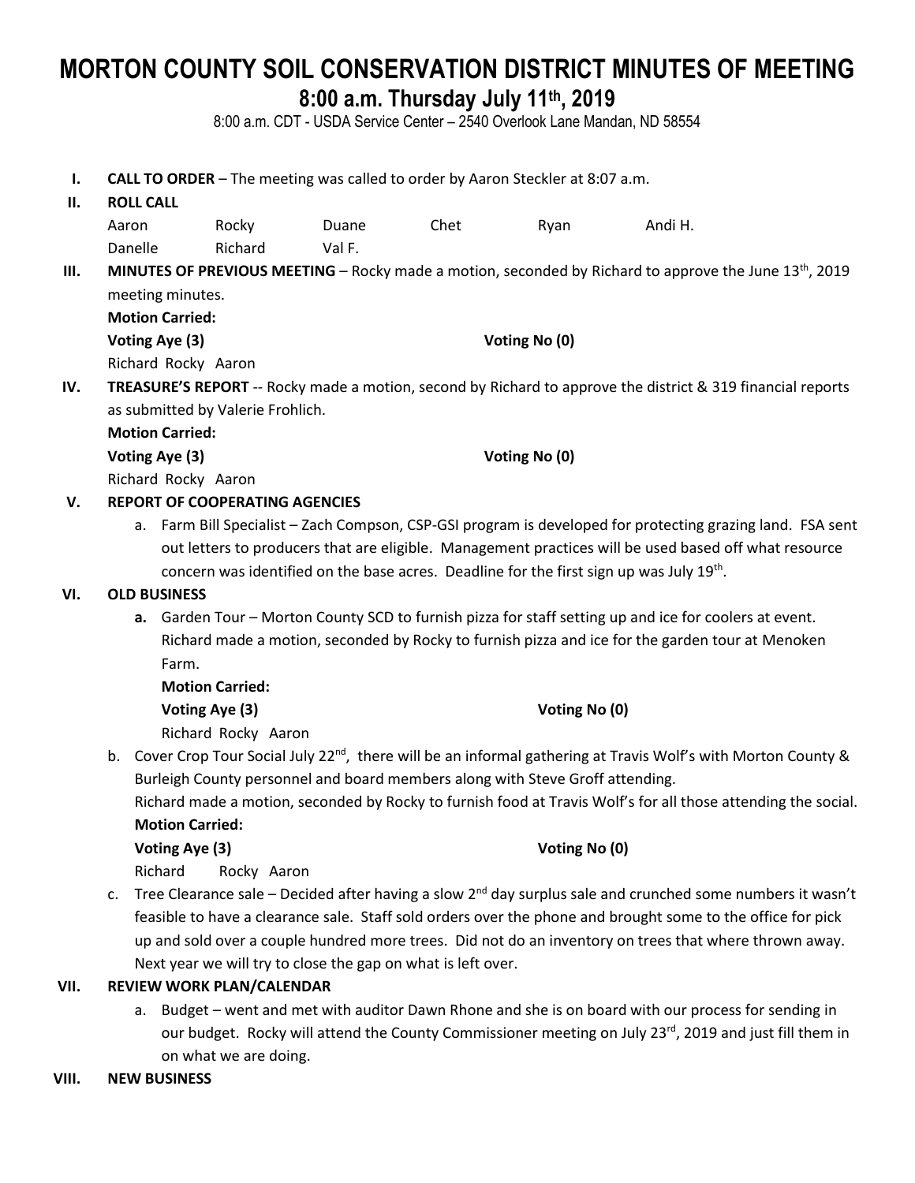# MORTON COUNTY SOIL CONSERVATION DISTRICT MINUTES OF MEETING

## 8:00 a.m. Thursday July 11th, 2019

8:00 a.m. CDT - USDA Service Center – 2540 Overlook Lane Mandan, ND 58554

**I. CALL TO ORDER** – The meeting was called to order by Aaron Steckler at 8:07 a.m.

**II. ROLL CALL**

| | | | | | |
|---|---|---|---|---|---|
| Aaron | Rocky | Duane | Chet | Ryan | Andi H. |
| Danelle | Richard | Val F. | | | |

**III. MINUTES OF PREVIOUS MEETING** – Rocky made a motion, seconded by Richard to approve the June 13th, 2019 meeting minutes.

**Motion Carried:**

**Voting Aye (3)** **Voting No (0)**

Richard Rocky Aaron

**IV. TREASURE'S REPORT** -- Rocky made a motion, second by Richard to approve the district & 319 financial reports as submitted by Valerie Frohlich.

**Motion Carried:**

**Voting Aye (3)** **Voting No (0)**

Richard Rocky Aaron

**V. REPORT OF COOPERATING AGENCIES**

a. Farm Bill Specialist – Zach Compson, CSP-GSI program is developed for protecting grazing land. FSA sent out letters to producers that are eligible. Management practices will be used based off what resource concern was identified on the base acres. Deadline for the first sign up was July 19th.

**VI. OLD BUSINESS**

**a.** Garden Tour – Morton County SCD to furnish pizza for staff setting up and ice for coolers at event. Richard made a motion, seconded by Rocky to furnish pizza and ice for the garden tour at Menoken Farm.

**Motion Carried:**

**Voting Aye (3)** **Voting No (0)**

Richard Rocky Aaron

b. Cover Crop Tour Social July 22nd, there will be an informal gathering at Travis Wolf's with Morton County & Burleigh County personnel and board members along with Steve Groff attending.
Richard made a motion, seconded by Rocky to furnish food at Travis Wolf's for all those attending the social.

**Motion Carried:**

**Voting Aye (3)** **Voting No (0)**

Richard Rocky Aaron

c. Tree Clearance sale – Decided after having a slow 2nd day surplus sale and crunched some numbers it wasn't feasible to have a clearance sale. Staff sold orders over the phone and brought some to the office for pick up and sold over a couple hundred more trees. Did not do an inventory on trees that where thrown away. Next year we will try to close the gap on what is left over.

**VII. REVIEW WORK PLAN/CALENDAR**

a. Budget – went and met with auditor Dawn Rhone and she is on board with our process for sending in our budget. Rocky will attend the County Commissioner meeting on July 23rd, 2019 and just fill them in on what we are doing.

**VIII. NEW BUSINESS**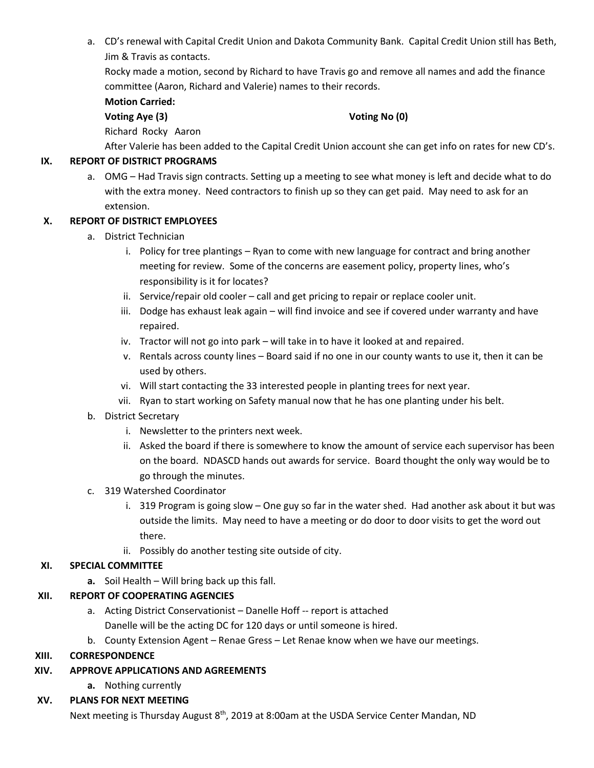a. CD's renewal with Capital Credit Union and Dakota Community Bank. Capital Credit Union still has Beth, Jim & Travis as contacts.

   Rocky made a motion, second by Richard to have Travis go and remove all names and add the finance committee (Aaron, Richard and Valerie) names to their records.

   **Motion Carried:**

   **Voting Aye (3)** **Voting No (0)**

   Richard Rocky Aaron

   After Valerie has been added to the Capital Credit Union account she can get info on rates for new CD's.

## IX. REPORT OF DISTRICT PROGRAMS

a. OMG – Had Travis sign contracts. Setting up a meeting to see what money is left and decide what to do with the extra money. Need contractors to finish up so they can get paid. May need to ask for an extension.

## X. REPORT OF DISTRICT EMPLOYEES

a. District Technician
   i. Policy for tree plantings – Ryan to come with new language for contract and bring another meeting for review. Some of the concerns are easement policy, property lines, who's responsibility is it for locates?
   ii. Service/repair old cooler – call and get pricing to repair or replace cooler unit.
   iii. Dodge has exhaust leak again – will find invoice and see if covered under warranty and have repaired.
   iv. Tractor will not go into park – will take in to have it looked at and repaired.
   v. Rentals across county lines – Board said if no one in our county wants to use it, then it can be used by others.
   vi. Will start contacting the 33 interested people in planting trees for next year.
   vii. Ryan to start working on Safety manual now that he has one planting under his belt.

b. District Secretary
   i. Newsletter to the printers next week.
   ii. Asked the board if there is somewhere to know the amount of service each supervisor has been on the board. NDASCD hands out awards for service. Board thought the only way would be to go through the minutes.

c. 319 Watershed Coordinator
   i. 319 Program is going slow – One guy so far in the water shed. Had another ask about it but was outside the limits. May need to have a meeting or do door to door visits to get the word out there.
   ii. Possibly do another testing site outside of city.

## XI. SPECIAL COMMITTEE

**a.** Soil Health – Will bring back up this fall.

## XII. REPORT OF COOPERATING AGENCIES

a. Acting District Conservationist – Danelle Hoff -- report is attached

   Danelle will be the acting DC for 120 days or until someone is hired.

b. County Extension Agent – Renae Gress – Let Renae know when we have our meetings.

## XIII. CORRESPONDENCE

## XIV. APPROVE APPLICATIONS AND AGREEMENTS

**a.** Nothing currently

## XV. PLANS FOR NEXT MEETING

Next meeting is Thursday August 8th, 2019 at 8:00am at the USDA Service Center Mandan, ND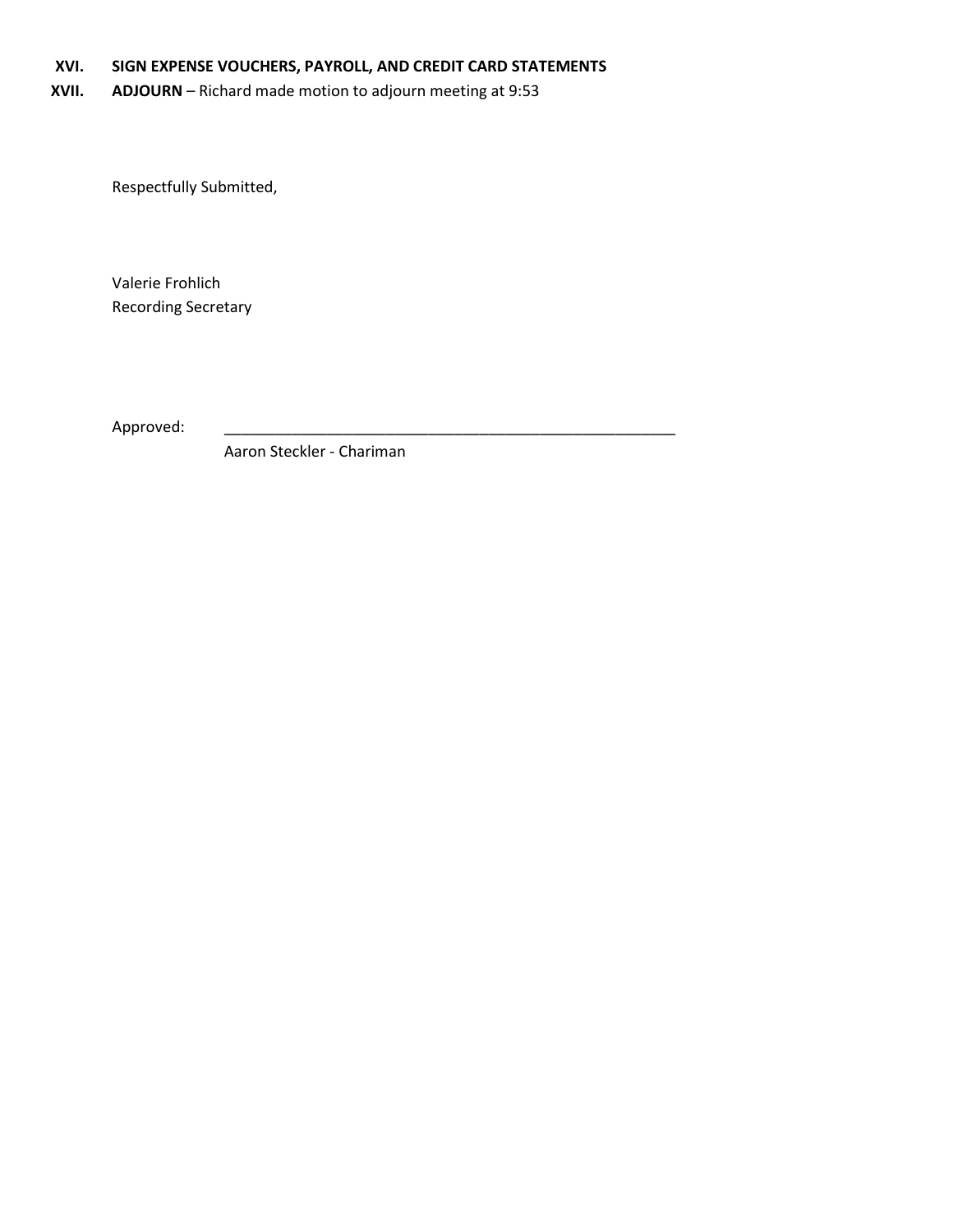**XVI. SIGN EXPENSE VOUCHERS, PAYROLL, AND CREDIT CARD STATEMENTS**

**XVII. ADJOURN** – Richard made motion to adjourn meeting at 9:53

Respectfully Submitted,

Valerie Frohlich
Recording Secretary

Approved: \_\_\_\_\_\_\_\_\_\_\_\_\_\_\_\_\_\_\_\_\_\_\_\_\_\_\_\_\_\_\_\_\_\_\_\_\_\_\_\_\_\_\_\_\_\_\_\_\_\_
Aaron Steckler - Chariman